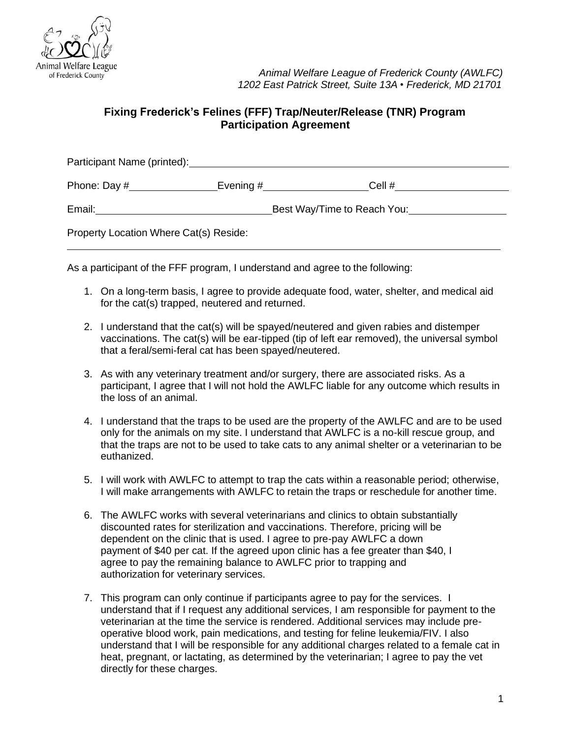*Animal Welfare League of Frederick County (AWLFC)*
*1202 East Patrick Street, Suite 13A • Frederick, MD 21701*

## Fixing Frederick's Felines (FFF) Trap/Neuter/Release (TNR) Program Participation Agreement

Participant Name (printed): ____________________________________________

Phone: Day # ______________ Evening # ________________ Cell # __________________

Email: ____________________________ Best Way/Time to Reach You: _______________

Property Location Where Cat(s) Reside:

______________________________________________________________________

As a participant of the FFF program, I understand and agree to the following:

1. On a long-term basis, I agree to provide adequate food, water, shelter, and medical aid for the cat(s) trapped, neutered and returned.

2. I understand that the cat(s) will be spayed/neutered and given rabies and distemper vaccinations. The cat(s) will be ear-tipped (tip of left ear removed), the universal symbol that a feral/semi-feral cat has been spayed/neutered.

3. As with any veterinary treatment and/or surgery, there are associated risks. As a participant, I agree that I will not hold the AWLFC liable for any outcome which results in the loss of an animal.

4. I understand that the traps to be used are the property of the AWLFC and are to be used only for the animals on my site. I understand that AWLFC is a no-kill rescue group, and that the traps are not to be used to take cats to any animal shelter or a veterinarian to be euthanized.

5. I will work with AWLFC to attempt to trap the cats within a reasonable period; otherwise, I will make arrangements with AWLFC to retain the traps or reschedule for another time.

6. The AWLFC works with several veterinarians and clinics to obtain substantially discounted rates for sterilization and vaccinations. Therefore, pricing will be dependent on the clinic that is used. I agree to pre-pay AWLFC a down payment of $40 per cat. If the agreed upon clinic has a fee greater than $40, I agree to pay the remaining balance to AWLFC prior to trapping and authorization for veterinary services.

7. This program can only continue if participants agree to pay for the services. I understand that if I request any additional services, I am responsible for payment to the veterinarian at the time the service is rendered. Additional services may include pre-operative blood work, pain medications, and testing for feline leukemia/FIV. I also understand that I will be responsible for any additional charges related to a female cat in heat, pregnant, or lactating, as determined by the veterinarian; I agree to pay the vet directly for these charges.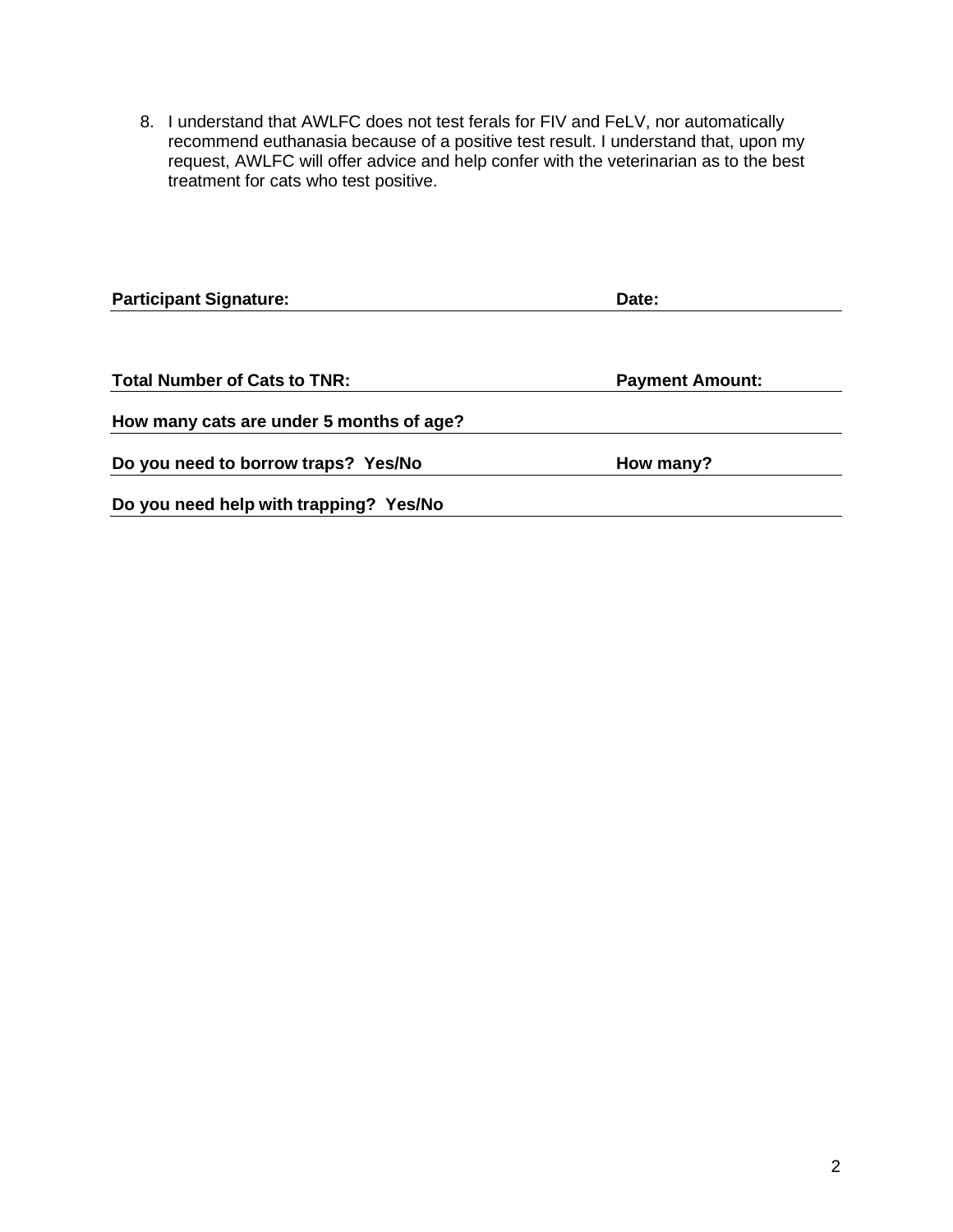8. I understand that AWLFC does not test ferals for FIV and FeLV, nor automatically recommend euthanasia because of a positive test result. I understand that, upon my request, AWLFC will offer advice and help confer with the veterinarian as to the best treatment for cats who test positive.

**Participant Signature:** \_\_\_\_\_\_\_\_\_\_\_\_\_\_\_\_\_\_\_\_\_\_\_\_ **Date:** \_\_\_\_\_\_\_\_\_\_\_\_

**Total Number of Cats to TNR:** \_\_\_\_\_\_\_\_\_\_\_\_\_\_\_\_\_\_ **Payment Amount:** \_\_\_\_\_\_\_\_\_\_\_\_

**How many cats are under 5 months of age?** \_\_\_\_\_\_\_\_\_\_\_\_\_\_\_\_\_\_\_\_\_\_\_\_

**Do you need to borrow traps? Yes/No** \_\_\_\_\_\_\_\_\_\_\_\_ **How many?** \_\_\_\_\_\_\_\_\_\_\_\_

**Do you need help with trapping? Yes/No** \_\_\_\_\_\_\_\_\_\_\_\_\_\_\_\_\_\_\_\_\_\_\_\_